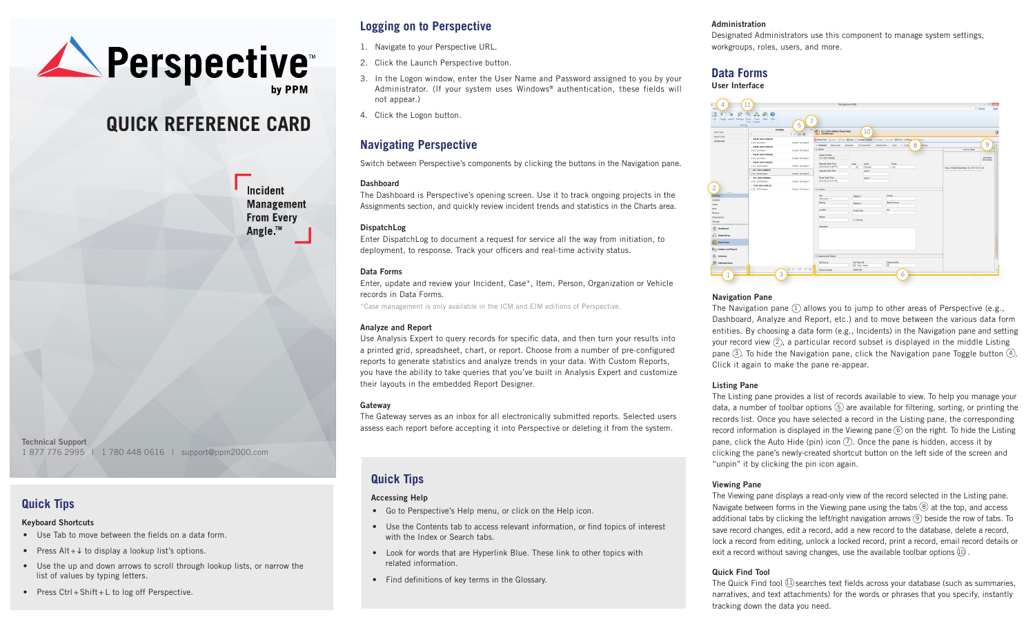# Perspective™

by PPM

# QUICK REFERENCE CARD

Incident Management From Every Angle.™

Technical Support

1 877 776 2995 | 1 780 448 0616 | support@ppm2000.com

## Quick Tips

### Keyboard Shortcuts

- Use Tab to move between the fields on a data form.
- Press Alt+↓ to display a lookup list's options.
- Use the up and down arrows to scroll through lookup lists, or narrow the list of values by typing letters.
- Press Ctrl+Shift+L to log off Perspective.

## Logging on to Perspective

1. Navigate to your Perspective URL.
2. Click the Launch Perspective button.
3. In the Logon window, enter the User Name and Password assigned to you by your Administrator. (If your system uses Windows® authentication, these fields will not appear.)
4. Click the Logon button.

## Navigating Perspective

Switch between Perspective's components by clicking the buttons in the Navigation pane.

### Dashboard

The Dashboard is Perspective's opening screen. Use it to track ongoing projects in the Assignments section, and quickly review incident trends and statistics in the Charts area.

### DispatchLog

Enter DispatchLog to document a request for service all the way from initiation, to deployment, to response. Track your officers and real-time activity status.

### Data Forms

Enter, update and review your Incident, Case*, Item, Person, Organization or Vehicle records in Data Forms.

*Case management is only available in the ICM and EIM editions of Perspective.

### Analyze and Report

Use Analysis Expert to query records for specific data, and then turn your results into a printed grid, spreadsheet, chart, or report. Choose from a number of pre-configured reports to generate statistics and analyze trends in your data. With Custom Reports, you have the ability to take queries that you've built in Analysis Expert and customize their layouts in the embedded Report Designer.

### Gateway

The Gateway serves as an inbox for all electronically submitted reports. Selected users assess each report before accepting it into Perspective or deleting it from the system.

## Quick Tips

### Accessing Help

- Go to Perspective's Help menu, or click on the Help icon.
- Use the Contents tab to access relevant information, or find topics of interest with the Index or Search tabs.
- Look for words that are Hyperlink Blue. These link to other topics with related information.
- Find definitions of key terms in the Glossary.

### Administration

Designated Administrators use this component to manage system settings, workgroups, roles, users, and more.

## Data Forms

### User Interface

### Navigation Pane

The Navigation pane ① allows you to jump to other areas of Perspective (e.g., Dashboard, Analyze and Report, etc.) and to move between the various data form entities. By choosing a data form (e.g., Incidents) in the Navigation pane and setting your record view ②, a particular record subset is displayed in the middle Listing pane ③. To hide the Navigation pane, click the Navigation pane Toggle button ④. Click it again to make the pane re-appear.

### Listing Pane

The Listing pane provides a list of records available to view. To help you manage your data, a number of toolbar options ⑤ are available for filtering, sorting, or printing the records list. Once you have selected a record in the Listing pane, the corresponding record information is displayed in the Viewing pane ⑥ on the right. To hide the Listing pane, click the Auto Hide (pin) icon ⑦. Once the pane is hidden, access it by clicking the pane's newly-created shortcut button on the left side of the screen and "unpin" it by clicking the pin icon again.

### Viewing Pane

The Viewing pane displays a read-only view of the record selected in the Listing pane. Navigate between forms in the Viewing pane using the tabs ⑧ at the top, and access additional tabs by clicking the left/right navigation arrows ⑨ beside the row of tabs. To save record changes, edit a record, add a new record to the database, delete a record, lock a record from editing, unlock a locked record, print a record, email record details or exit a record without saving changes, use the available toolbar options ⑩.

### Quick Find Tool

The Quick Find tool ⑪ searches text fields across your database (such as summaries, narratives, and text attachments) for the words or phrases that you specify, instantly tracking down the data you need.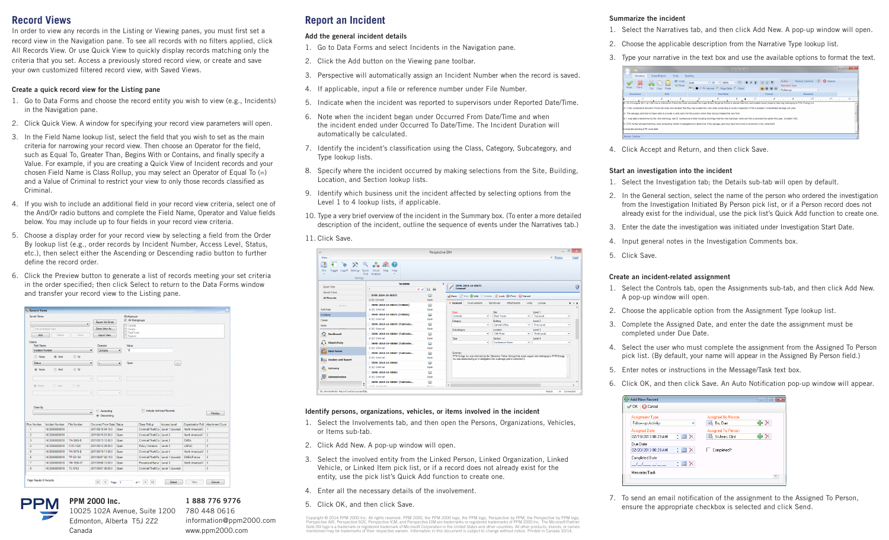## Record Views

In order to view any records in the Listing or Viewing panes, you must first set a record view in the Navigation pane. To see all records with no filters applied, click All Records View. Or use Quick View to quickly display records matching only the criteria that you set. Access a previously stored record view, or create and save your own customized filtered record view, with Saved Views.

### Create a quick record view for the Listing pane

1. Go to Data Forms and choose the record entity you wish to view (e.g., Incidents) in the Navigation pane.
2. Click Quick View. A window for specifying your record view parameters will open.
3. In the Field Name lookup list, select the field that you wish to set as the main criteria for narrowing your record view. Then choose an Operator for the field, such as Equal To, Greater Than, Begins With or Contains, and finally specify a Value. For example, if you are creating a Quick View of Incident records and your chosen Field Name is Class Rollup, you may select an Operator of Equal To (=) and a Value of Criminal to restrict your view to only those records classified as Criminal.
4. If you wish to include an additional field in your record view criteria, select one of the And/Or radio buttons and complete the Field Name, Operator and Value fields below. You may include up to four fields in your record view criteria.
5. Choose a display order for your record view by selecting a field from the Order By lookup list (e.g., order records by Incident Number, Access Level, Status, etc.), then select either the Ascending or Descending radio button to further define the record order.
6. Click the Preview button to generate a list of records meeting your set criteria in the order specified; then click Select to return to the Data Forms window and transfer your record view to the Listing pane.

**PPM 2000 Inc.**
10025 102A Avenue, Suite 1200
Edmonton, Alberta T5J 2Z2
Canada

**1 888 776 9776**
780 448 0616
information@ppm2000.com
www.ppm2000.com

## Report an Incident

### Add the general incident details

1. Go to Data Forms and select Incidents in the Navigation pane.
2. Click the Add button on the Viewing pane toolbar.
3. Perspective will automatically assign an Incident Number when the record is saved.
4. If applicable, input a file or reference number under File Number.
5. Indicate when the incident was reported to supervisors under Reported Date/Time.
6. Note when the incident began under Occurred From Date/Time and when the incident ended under Occurred To Date/Time. The Incident Duration will automatically be calculated.
7. Identify the incident's classification using the Class, Category, Subcategory, and Type lookup lists.
8. Specify where the incident occurred by making selections from the Site, Building, Location, and Section lookup lists.
9. Identify which business unit the incident affected by selecting options from the Level 1 to 4 lookup lists, if applicable.
10. Type a very brief overview of the incident in the Summary box. (To enter a more detailed description of the incident, outline the sequence of events under the Narratives tab.)
11. Click Save.

### Identify persons, organizations, vehicles, or items involved in the incident

1. Select the Involvements tab, and then open the Persons, Organizations, Vehicles, or Items sub-tab.
2. Click Add New. A pop-up window will open.
3. Select the involved entity from the Linked Person, Linked Organization, Linked Vehicle, or Linked Item pick list, or if a record does not already exist for the entity, use the pick list's Quick Add function to create one.
4. Enter all the necessary details of the involvement.
5. Click OK, and then click Save.

Copyright © 2014 PPM 2000 Inc. All rights reserved. PPM 2000, the PPM 2000 logo, the PPM logo, Perspective by PPM, the Perspective by PPM logo, Perspective AIR, Perspective SOC, Perspective ICM, and Perspective EIM are trademarks or registered trademarks of PPM 2000 Inc. The Microsoft Partner Gold ISV logo is a trademark or registered trademark of Microsoft Corporation in the United States and other countries. All other products, brands, or names mentioned may be trademarks of their respective owners. Information in this document is subject to change without notice. Printed in Canada 10/14.

### Summarize the incident

1. Select the Narratives tab, and then click Add New. A pop-up window will open.
2. Choose the applicable description from the Narrative Type lookup list.
3. Type your narrative in the text box and use the available options to format the text.
4. Click Accept and Return, and then click Save.

### Start an investigation into the incident

1. Select the Investigation tab; the Details sub-tab will open by default.
2. In the General section, select the name of the person who ordered the investigation from the Investigation Initiated By Person pick list, or if a Person record does not already exist for the individual, use the pick list's Quick Add function to create one.
3. Enter the date the investigation was initiated under Investigation Start Date.
4. Input general notes in the Investigation Comments box.
5. Click Save.

### Create an incident-related assignment

1. Select the Controls tab, open the Assignments sub-tab, and then click Add New. A pop-up window will open.
2. Choose the applicable option from the Assignment Type lookup list.
3. Complete the Assigned Date, and enter the date the assignment must be completed under Due Date.
4. Select the user who must complete the assignment from the Assigned To Person pick list. (By default, your name will appear in the Assigned By Person field.)
5. Enter notes or instructions in the Message/Task text box.
6. Click OK, and then click Save. An Auto Notification pop-up window will appear.
7. To send an email notification of the assignment to the Assigned To Person, ensure the appropriate checkbox is selected and click Send.